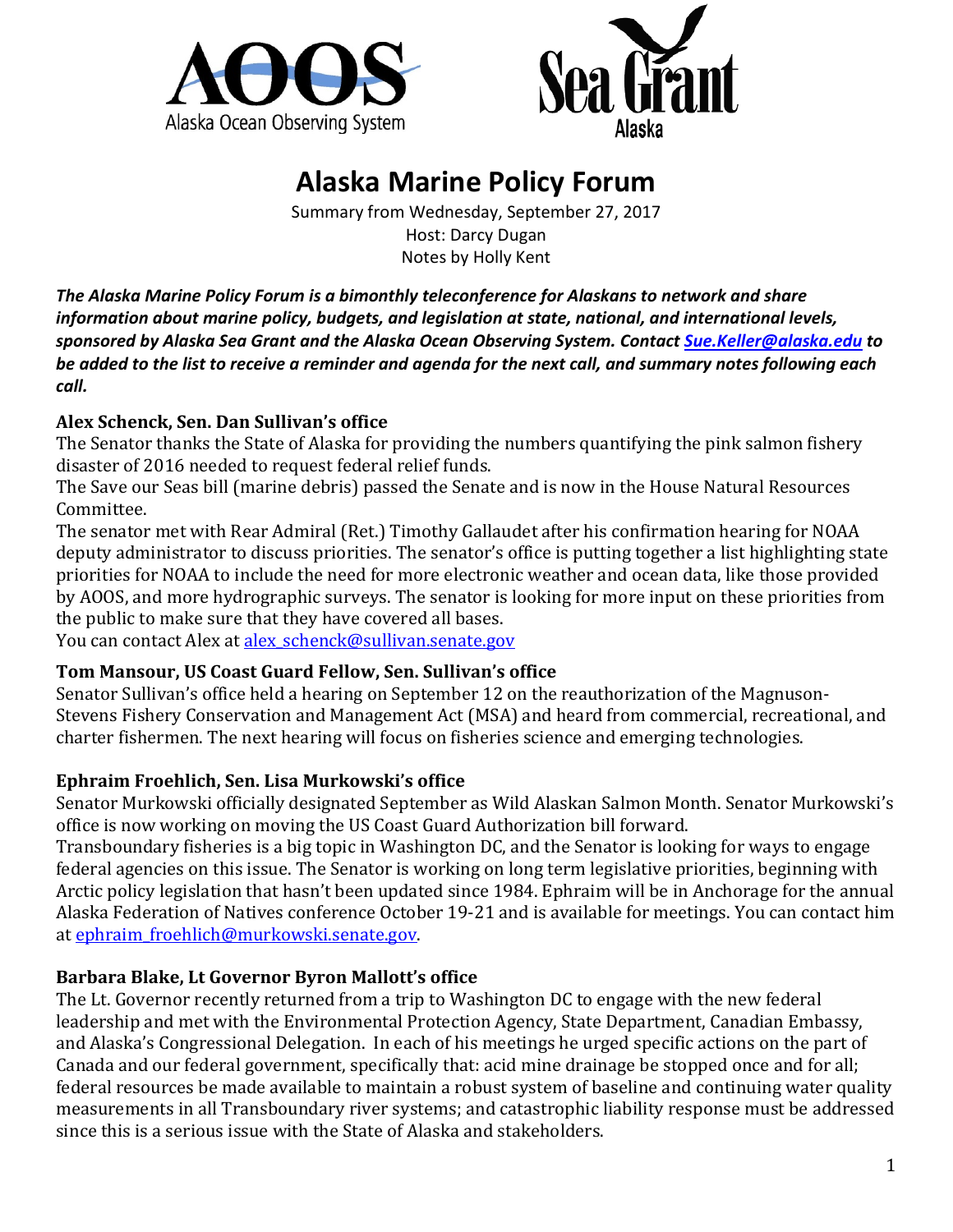# Alaska Marine Policy Forum

Summary from Wednesday, September 27, 2017
Host: Darcy Dugan
Notes by Holly Kent

***The Alaska Marine Policy Forum is a bimonthly teleconference for Alaskans to network and share information about marine policy, budgets, and legislation at state, national, and international levels, sponsored by Alaska Sea Grant and the Alaska Ocean Observing System. Contact [Sue.Keller@alaska.edu](mailto:Sue.Keller@alaska.edu) to be added to the list to receive a reminder and agenda for the next call, and summary notes following each call.***

**Alex Schenck, Sen. Dan Sullivan's office**

The Senator thanks the State of Alaska for providing the numbers quantifying the pink salmon fishery disaster of 2016 needed to request federal relief funds.

The Save our Seas bill (marine debris) passed the Senate and is now in the House Natural Resources Committee.

The senator met with Rear Admiral (Ret.) Timothy Gallaudet after his confirmation hearing for NOAA deputy administrator to discuss priorities. The senator's office is putting together a list highlighting state priorities for NOAA to include the need for more electronic weather and ocean data, like those provided by AOOS, and more hydrographic surveys. The senator is looking for more input on these priorities from the public to make sure that they have covered all bases.

You can contact Alex at [alex_schenck@sullivan.senate.gov](mailto:alex_schenck@sullivan.senate.gov)

**Tom Mansour, US Coast Guard Fellow, Sen. Sullivan's office**

Senator Sullivan's office held a hearing on September 12 on the reauthorization of the Magnuson-Stevens Fishery Conservation and Management Act (MSA) and heard from commercial, recreational, and charter fishermen. The next hearing will focus on fisheries science and emerging technologies.

**Ephraim Froehlich, Sen. Lisa Murkowski's office**

Senator Murkowski officially designated September as Wild Alaskan Salmon Month. Senator Murkowski's office is now working on moving the US Coast Guard Authorization bill forward.

Transboundary fisheries is a big topic in Washington DC, and the Senator is looking for ways to engage federal agencies on this issue. The Senator is working on long term legislative priorities, beginning with Arctic policy legislation that hasn't been updated since 1984. Ephraim will be in Anchorage for the annual Alaska Federation of Natives conference October 19-21 and is available for meetings. You can contact him at [ephraim_froehlich@murkowski.senate.gov](mailto:ephraim_froehlich@murkowski.senate.gov).

**Barbara Blake, Lt Governor Byron Mallott's office**

The Lt. Governor recently returned from a trip to Washington DC to engage with the new federal leadership and met with the Environmental Protection Agency, State Department, Canadian Embassy, and Alaska's Congressional Delegation. In each of his meetings he urged specific actions on the part of Canada and our federal government, specifically that: acid mine drainage be stopped once and for all; federal resources be made available to maintain a robust system of baseline and continuing water quality measurements in all Transboundary river systems; and catastrophic liability response must be addressed since this is a serious issue with the State of Alaska and stakeholders.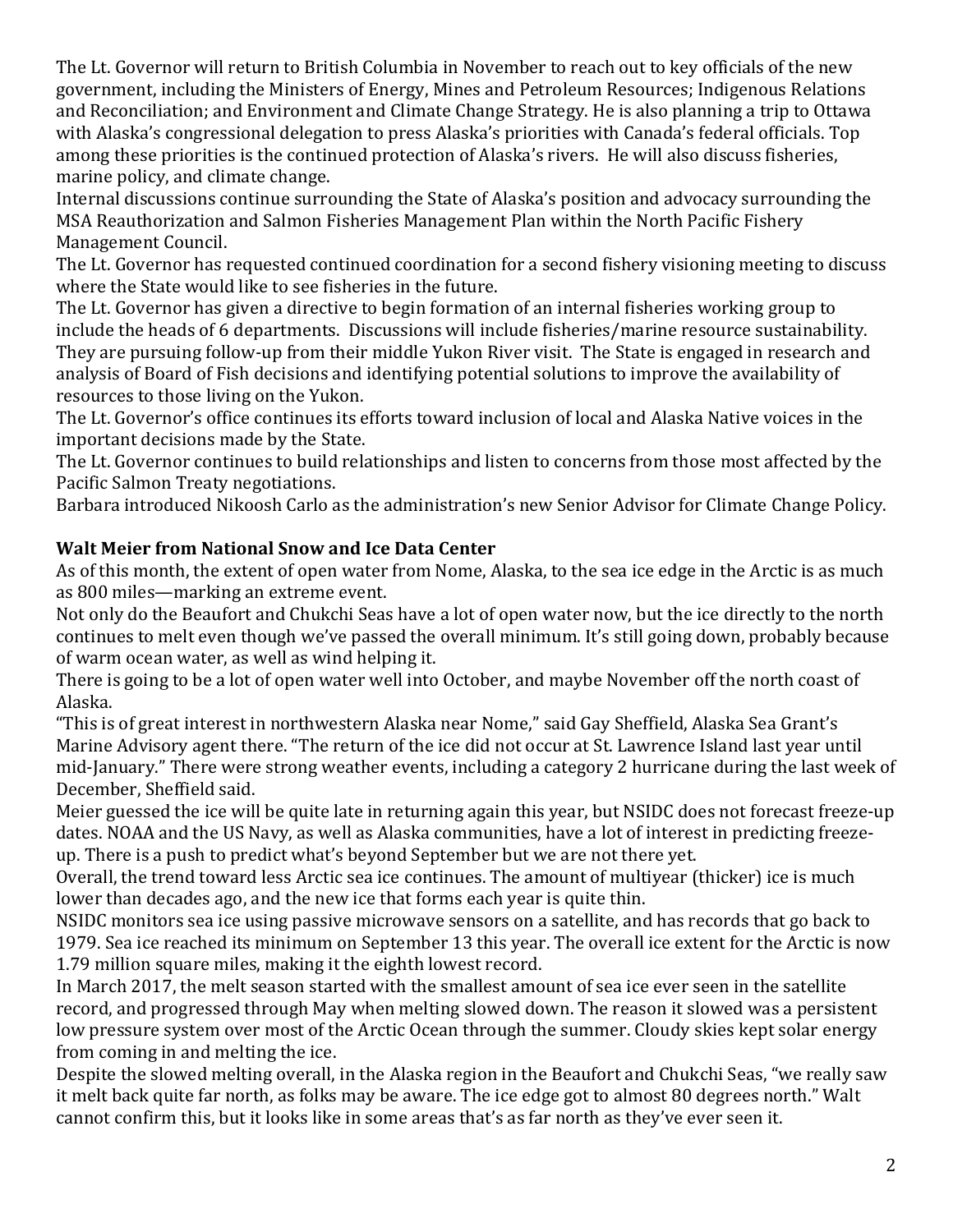The Lt. Governor will return to British Columbia in November to reach out to key officials of the new government, including the Ministers of Energy, Mines and Petroleum Resources; Indigenous Relations and Reconciliation; and Environment and Climate Change Strategy. He is also planning a trip to Ottawa with Alaska's congressional delegation to press Alaska's priorities with Canada's federal officials. Top among these priorities is the continued protection of Alaska's rivers. He will also discuss fisheries, marine policy, and climate change.

Internal discussions continue surrounding the State of Alaska's position and advocacy surrounding the MSA Reauthorization and Salmon Fisheries Management Plan within the North Pacific Fishery Management Council.

The Lt. Governor has requested continued coordination for a second fishery visioning meeting to discuss where the State would like to see fisheries in the future.

The Lt. Governor has given a directive to begin formation of an internal fisheries working group to include the heads of 6 departments. Discussions will include fisheries/marine resource sustainability. They are pursuing follow-up from their middle Yukon River visit. The State is engaged in research and analysis of Board of Fish decisions and identifying potential solutions to improve the availability of resources to those living on the Yukon.

The Lt. Governor's office continues its efforts toward inclusion of local and Alaska Native voices in the important decisions made by the State.

The Lt. Governor continues to build relationships and listen to concerns from those most affected by the Pacific Salmon Treaty negotiations.

Barbara introduced Nikoosh Carlo as the administration's new Senior Advisor for Climate Change Policy.

**Walt Meier from National Snow and Ice Data Center**

As of this month, the extent of open water from Nome, Alaska, to the sea ice edge in the Arctic is as much as 800 miles—marking an extreme event.

Not only do the Beaufort and Chukchi Seas have a lot of open water now, but the ice directly to the north continues to melt even though we've passed the overall minimum. It's still going down, probably because of warm ocean water, as well as wind helping it.

There is going to be a lot of open water well into October, and maybe November off the north coast of Alaska.

"This is of great interest in northwestern Alaska near Nome," said Gay Sheffield, Alaska Sea Grant's Marine Advisory agent there. "The return of the ice did not occur at St. Lawrence Island last year until mid-January." There were strong weather events, including a category 2 hurricane during the last week of December, Sheffield said.

Meier guessed the ice will be quite late in returning again this year, but NSIDC does not forecast freeze-up dates. NOAA and the US Navy, as well as Alaska communities, have a lot of interest in predicting freeze-up. There is a push to predict what's beyond September but we are not there yet.

Overall, the trend toward less Arctic sea ice continues. The amount of multiyear (thicker) ice is much lower than decades ago, and the new ice that forms each year is quite thin.

NSIDC monitors sea ice using passive microwave sensors on a satellite, and has records that go back to 1979. Sea ice reached its minimum on September 13 this year. The overall ice extent for the Arctic is now 1.79 million square miles, making it the eighth lowest record.

In March 2017, the melt season started with the smallest amount of sea ice ever seen in the satellite record, and progressed through May when melting slowed down. The reason it slowed was a persistent low pressure system over most of the Arctic Ocean through the summer. Cloudy skies kept solar energy from coming in and melting the ice.

Despite the slowed melting overall, in the Alaska region in the Beaufort and Chukchi Seas, "we really saw it melt back quite far north, as folks may be aware. The ice edge got to almost 80 degrees north." Walt cannot confirm this, but it looks like in some areas that's as far north as they've ever seen it.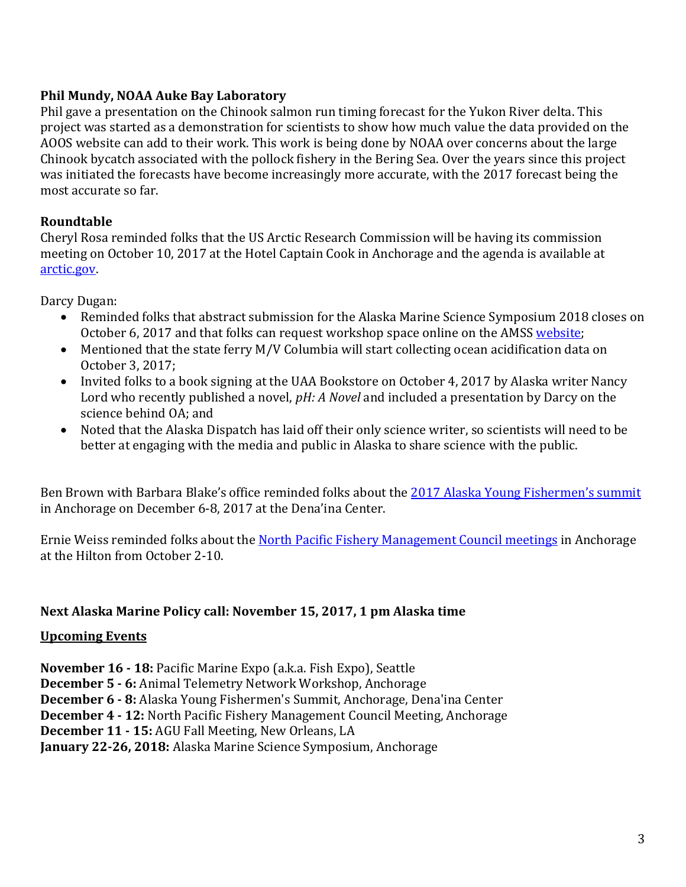**Phil Mundy, NOAA Auke Bay Laboratory**
Phil gave a presentation on the Chinook salmon run timing forecast for the Yukon River delta. This project was started as a demonstration for scientists to show how much value the data provided on the AOOS website can add to their work. This work is being done by NOAA over concerns about the large Chinook bycatch associated with the pollock fishery in the Bering Sea. Over the years since this project was initiated the forecasts have become increasingly more accurate, with the 2017 forecast being the most accurate so far.

**Roundtable**
Cheryl Rosa reminded folks that the US Arctic Research Commission will be having its commission meeting on October 10, 2017 at the Hotel Captain Cook in Anchorage and the agenda is available at arctic.gov.

Darcy Dugan:

- Reminded folks that abstract submission for the Alaska Marine Science Symposium 2018 closes on October 6, 2017 and that folks can request workshop space online on the AMSS website;
- Mentioned that the state ferry M/V Columbia will start collecting ocean acidification data on October 3, 2017;
- Invited folks to a book signing at the UAA Bookstore on October 4, 2017 by Alaska writer Nancy Lord who recently published a novel, *pH: A Novel* and included a presentation by Darcy on the science behind OA; and
- Noted that the Alaska Dispatch has laid off their only science writer, so scientists will need to be better at engaging with the media and public in Alaska to share science with the public.

Ben Brown with Barbara Blake's office reminded folks about the 2017 Alaska Young Fishermen's summit in Anchorage on December 6-8, 2017 at the Dena'ina Center.

Ernie Weiss reminded folks about the North Pacific Fishery Management Council meetings in Anchorage at the Hilton from October 2-10.

**Next Alaska Marine Policy call: November 15, 2017, 1 pm Alaska time**

**Upcoming Events**

**November 16 - 18:** Pacific Marine Expo (a.k.a. Fish Expo), Seattle
**December 5 - 6:** Animal Telemetry Network Workshop, Anchorage
**December 6 - 8:** Alaska Young Fishermen's Summit, Anchorage, Dena'ina Center
**December 4 - 12:** North Pacific Fishery Management Council Meeting, Anchorage
**December 11 - 15:** AGU Fall Meeting, New Orleans, LA
**January 22-26, 2018:** Alaska Marine Science Symposium, Anchorage